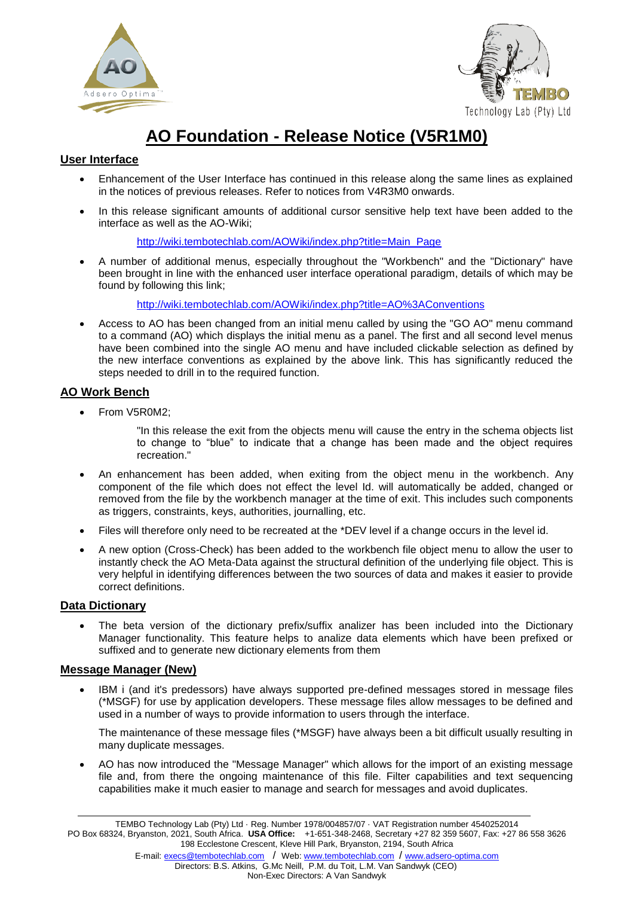# AO Foundation - Release Notice (V5R1M0)

## User Interface

- Enhancement of the User Interface has continued in this release along the same lines as explained in the notices of previous releases. Refer to notices from V4R3M0 onwards.
- In this release significant amounts of additional cursor sensitive help text have been added to the interface as well as the AO-Wiki;

  http://wiki.tembotechlab.com/AOWiki/index.php?title=Main_Page

- A number of additional menus, especially throughout the "Workbench" and the "Dictionary" have been brought in line with the enhanced user interface operational paradigm, details of which may be found by following this link;

  http://wiki.tembotechlab.com/AOWiki/index.php?title=AO%3AConventions

- Access to AO has been changed from an initial menu called by using the "GO AO" menu command to a command (AO) which displays the initial menu as a panel. The first and all second level menus have been combined into the single AO menu and have included clickable selection as defined by the new interface conventions as explained by the above link. This has significantly reduced the steps needed to drill in to the required function.

## AO Work Bench

- From V5R0M2;

  "In this release the exit from the objects menu will cause the entry in the schema objects list to change to “blue” to indicate that a change has been made and the object requires recreation."

- An enhancement has been added, when exiting from the object menu in the workbench. Any component of the file which does not effect the level Id. will automatically be added, changed or removed from the file by the workbench manager at the time of exit. This includes such components as triggers, constraints, keys, authorities, journalling, etc.
- Files will therefore only need to be recreated at the *DEV level if a change occurs in the level id.
- A new option (Cross-Check) has been added to the workbench file object menu to allow the user to instantly check the AO Meta-Data against the structural definition of the underlying file object. This is very helpful in identifying differences between the two sources of data and makes it easier to provide correct definitions.

## Data Dictionary

- The beta version of the dictionary prefix/suffix analizer has been included into the Dictionary Manager functionality. This feature helps to analize data elements which have been prefixed or suffixed and to generate new dictionary elements from them

## Message Manager (New)

- IBM i (and it's predessors) have always supported pre-defined messages stored in message files (*MSGF) for use by application developers. These message files allow messages to be defined and used in a number of ways to provide information to users through the interface.

  The maintenance of these message files (*MSGF) have always been a bit difficult usually resulting in many duplicate messages.

- AO has now introduced the "Message Manager" which allows for the import of an existing message file and, from there the ongoing maintenance of this file. Filter capabilities and text sequencing capabilities make it much easier to manage and search for messages and avoid duplicates.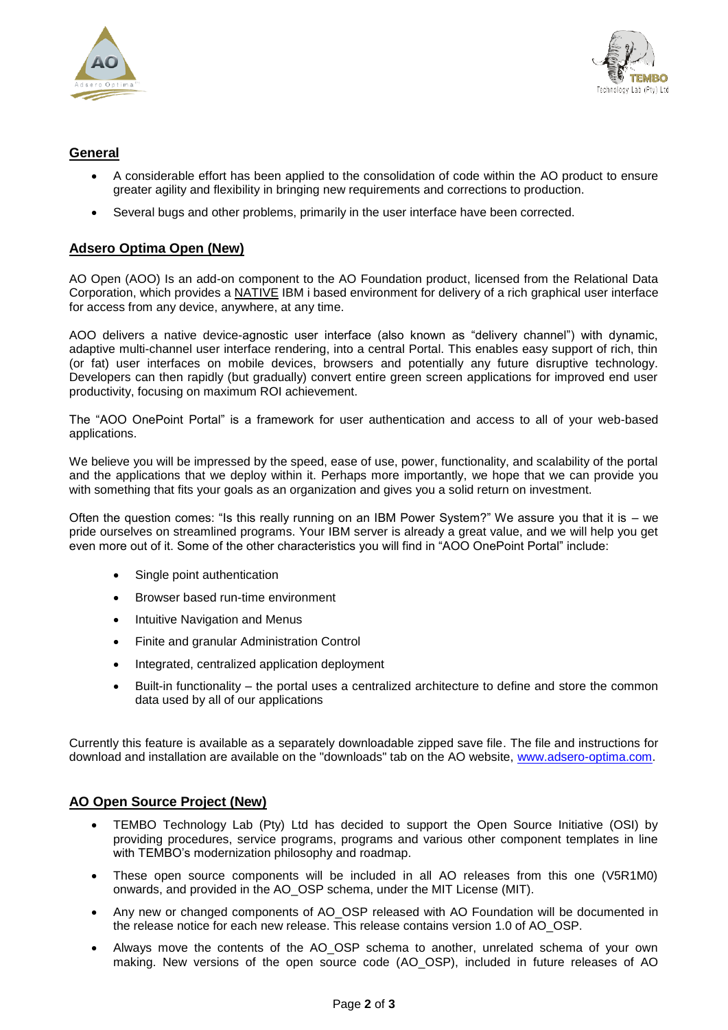## General

- A considerable effort has been applied to the consolidation of code within the AO product to ensure greater agility and flexibility in bringing new requirements and corrections to production.
- Several bugs and other problems, primarily in the user interface have been corrected.

## Adsero Optima Open (New)

AO Open (AOO) Is an add-on component to the AO Foundation product, licensed from the Relational Data Corporation, which provides a NATIVE IBM i based environment for delivery of a rich graphical user interface for access from any device, anywhere, at any time.

AOO delivers a native device-agnostic user interface (also known as “delivery channel”) with dynamic, adaptive multi-channel user interface rendering, into a central Portal. This enables easy support of rich, thin (or fat) user interfaces on mobile devices, browsers and potentially any future disruptive technology. Developers can then rapidly (but gradually) convert entire green screen applications for improved end user productivity, focusing on maximum ROI achievement.

The “AOO OnePoint Portal” is a framework for user authentication and access to all of your web-based applications.

We believe you will be impressed by the speed, ease of use, power, functionality, and scalability of the portal and the applications that we deploy within it. Perhaps more importantly, we hope that we can provide you with something that fits your goals as an organization and gives you a solid return on investment.

Often the question comes: “Is this really running on an IBM Power System?” We assure you that it is – we pride ourselves on streamlined programs. Your IBM server is already a great value, and we will help you get even more out of it. Some of the other characteristics you will find in “AOO OnePoint Portal” include:

- Single point authentication
- Browser based run-time environment
- Intuitive Navigation and Menus
- Finite and granular Administration Control
- Integrated, centralized application deployment
- Built-in functionality – the portal uses a centralized architecture to define and store the common data used by all of our applications

Currently this feature is available as a separately downloadable zipped save file. The file and instructions for download and installation are available on the "downloads" tab on the AO website, www.adsero-optima.com.

## AO Open Source Project (New)

- TEMBO Technology Lab (Pty) Ltd has decided to support the Open Source Initiative (OSI) by providing procedures, service programs, programs and various other component templates in line with TEMBO’s modernization philosophy and roadmap.
- These open source components will be included in all AO releases from this one (V5R1M0) onwards, and provided in the AO_OSP schema, under the MIT License (MIT).
- Any new or changed components of AO_OSP released with AO Foundation will be documented in the release notice for each new release. This release contains version 1.0 of AO_OSP.
- Always move the contents of the AO_OSP schema to another, unrelated schema of your own making. New versions of the open source code (AO_OSP), included in future releases of AO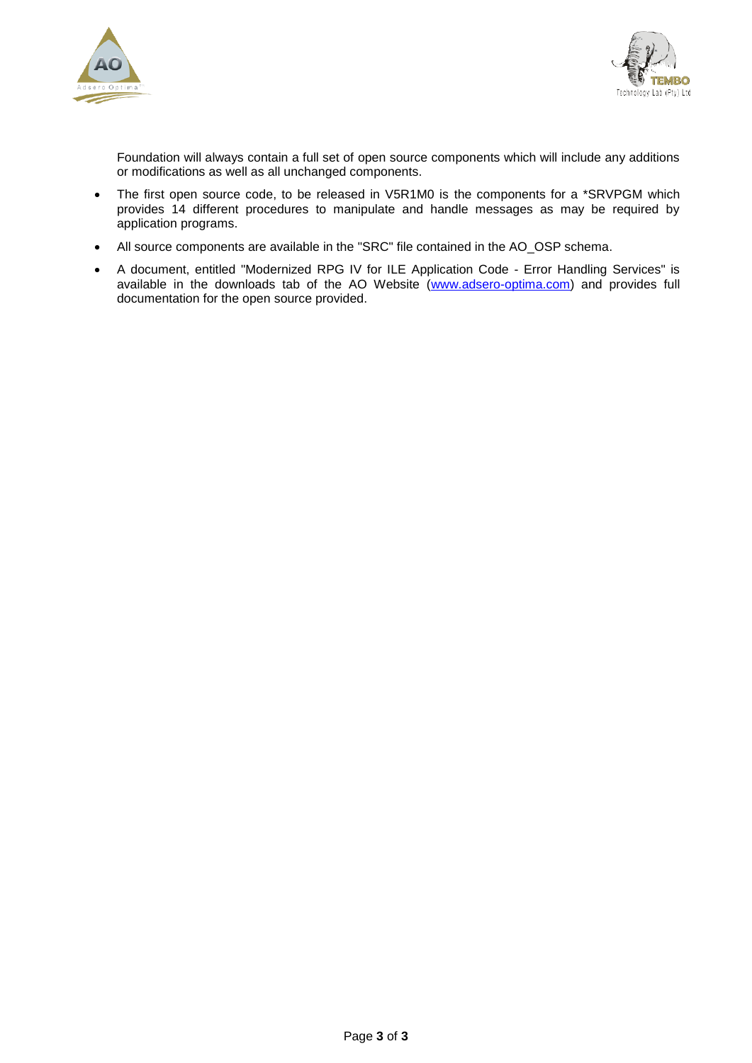Foundation will always contain a full set of open source components which will include any additions or modifications as well as all unchanged components.

- The first open source code, to be released in V5R1M0 is the components for a *SRVPGM which provides 14 different procedures to manipulate and handle messages as may be required by application programs.
- All source components are available in the "SRC" file contained in the AO_OSP schema.
- A document, entitled "Modernized RPG IV for ILE Application Code - Error Handling Services" is available in the downloads tab of the AO Website (www.adsero-optima.com) and provides full documentation for the open source provided.